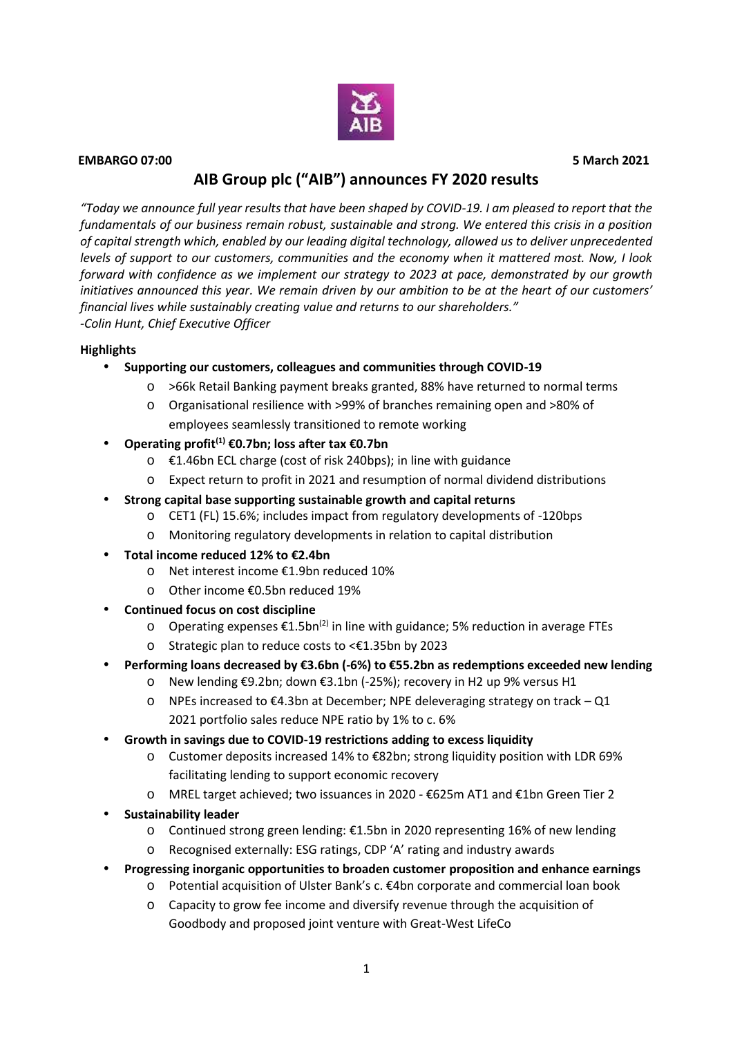**EMBARGO 07:00** **5 March 2021**

# AIB Group plc ("AIB") announces FY 2020 results

*"Today we announce full year results that have been shaped by COVID-19. I am pleased to report that the fundamentals of our business remain robust, sustainable and strong. We entered this crisis in a position of capital strength which, enabled by our leading digital technology, allowed us to deliver unprecedented levels of support to our customers, communities and the economy when it mattered most. Now, I look forward with confidence as we implement our strategy to 2023 at pace, demonstrated by our growth initiatives announced this year. We remain driven by our ambition to be at the heart of our customers' financial lives while sustainably creating value and returns to our shareholders."*
*-Colin Hunt, Chief Executive Officer*

**Highlights**

- **Supporting our customers, colleagues and communities through COVID-19**
  - >66k Retail Banking payment breaks granted, 88% have returned to normal terms
  - Organisational resilience with >99% of branches remaining open and >80% of employees seamlessly transitioned to remote working
- **Operating profit[1] €0.7bn; loss after tax €0.7bn**
  - €1.46bn ECL charge (cost of risk 240bps); in line with guidance
  - Expect return to profit in 2021 and resumption of normal dividend distributions
- **Strong capital base supporting sustainable growth and capital returns**
  - CET1 (FL) 15.6%; includes impact from regulatory developments of -120bps
  - Monitoring regulatory developments in relation to capital distribution
- **Total income reduced 12% to €2.4bn**
  - Net interest income €1.9bn reduced 10%
  - Other income €0.5bn reduced 19%
- **Continued focus on cost discipline**
  - Operating expenses €1.5bn[2] in line with guidance; 5% reduction in average FTEs
  - Strategic plan to reduce costs to <€1.35bn by 2023
- **Performing loans decreased by €3.6bn (-6%) to €55.2bn as redemptions exceeded new lending**
  - New lending €9.2bn; down €3.1bn (-25%); recovery in H2 up 9% versus H1
  - NPEs increased to €4.3bn at December; NPE deleveraging strategy on track – Q1 2021 portfolio sales reduce NPE ratio by 1% to c. 6%
- **Growth in savings due to COVID-19 restrictions adding to excess liquidity**
  - Customer deposits increased 14% to €82bn; strong liquidity position with LDR 69% facilitating lending to support economic recovery
  - MREL target achieved; two issuances in 2020 - €625m AT1 and €1bn Green Tier 2
- **Sustainability leader**
  - Continued strong green lending: €1.5bn in 2020 representing 16% of new lending
  - Recognised externally: ESG ratings, CDP 'A' rating and industry awards
- **Progressing inorganic opportunities to broaden customer proposition and enhance earnings**
  - Potential acquisition of Ulster Bank's c. €4bn corporate and commercial loan book
  - Capacity to grow fee income and diversify revenue through the acquisition of Goodbody and proposed joint venture with Great-West LifeCo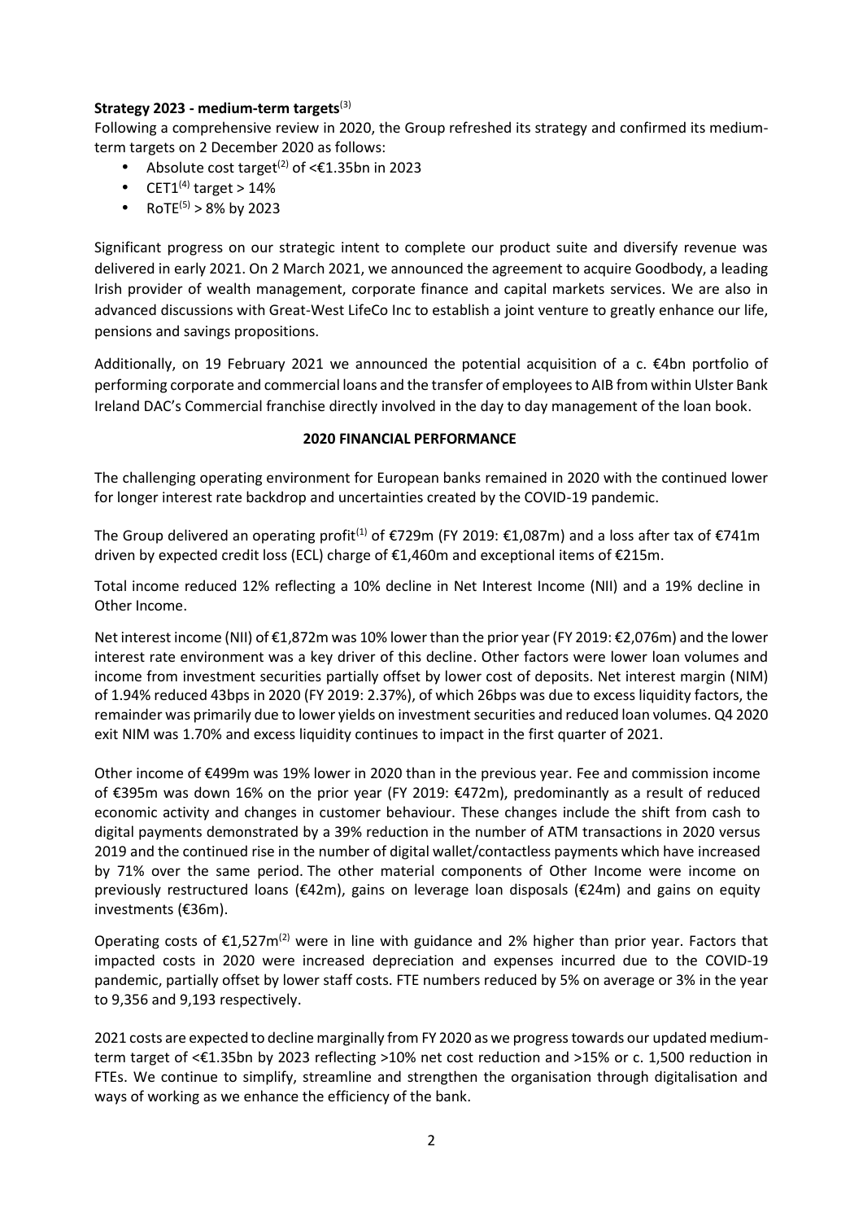**Strategy 2023 - medium-term targets**[3]

Following a comprehensive review in 2020, the Group refreshed its strategy and confirmed its medium-term targets on 2 December 2020 as follows:

- Absolute cost target[2] of <€1.35bn in 2023
- CET1[4] target > 14%
- RoTE[5] > 8% by 2023

Significant progress on our strategic intent to complete our product suite and diversify revenue was delivered in early 2021. On 2 March 2021, we announced the agreement to acquire Goodbody, a leading Irish provider of wealth management, corporate finance and capital markets services. We are also in advanced discussions with Great-West LifeCo Inc to establish a joint venture to greatly enhance our life, pensions and savings propositions.

Additionally, on 19 February 2021 we announced the potential acquisition of a c. €4bn portfolio of performing corporate and commercial loans and the transfer of employees to AIB from within Ulster Bank Ireland DAC's Commercial franchise directly involved in the day to day management of the loan book.

## 2020 FINANCIAL PERFORMANCE

The challenging operating environment for European banks remained in 2020 with the continued lower for longer interest rate backdrop and uncertainties created by the COVID-19 pandemic.

The Group delivered an operating profit[1] of €729m (FY 2019: €1,087m) and a loss after tax of €741m driven by expected credit loss (ECL) charge of €1,460m and exceptional items of €215m.

Total income reduced 12% reflecting a 10% decline in Net Interest Income (NII) and a 19% decline in Other Income.

Net interest income (NII) of €1,872m was 10% lower than the prior year (FY 2019: €2,076m) and the lower interest rate environment was a key driver of this decline. Other factors were lower loan volumes and income from investment securities partially offset by lower cost of deposits. Net interest margin (NIM) of 1.94% reduced 43bps in 2020 (FY 2019: 2.37%), of which 26bps was due to excess liquidity factors, the remainder was primarily due to lower yields on investment securities and reduced loan volumes. Q4 2020 exit NIM was 1.70% and excess liquidity continues to impact in the first quarter of 2021.

Other income of €499m was 19% lower in 2020 than in the previous year. Fee and commission income of €395m was down 16% on the prior year (FY 2019: €472m), predominantly as a result of reduced economic activity and changes in customer behaviour. These changes include the shift from cash to digital payments demonstrated by a 39% reduction in the number of ATM transactions in 2020 versus 2019 and the continued rise in the number of digital wallet/contactless payments which have increased by 71% over the same period. The other material components of Other Income were income on previously restructured loans (€42m), gains on leverage loan disposals (€24m) and gains on equity investments (€36m).

Operating costs of €1,527m[2] were in line with guidance and 2% higher than prior year. Factors that impacted costs in 2020 were increased depreciation and expenses incurred due to the COVID-19 pandemic, partially offset by lower staff costs. FTE numbers reduced by 5% on average or 3% in the year to 9,356 and 9,193 respectively.

2021 costs are expected to decline marginally from FY 2020 as we progress towards our updated medium-term target of <€1.35bn by 2023 reflecting >10% net cost reduction and >15% or c. 1,500 reduction in FTEs. We continue to simplify, streamline and strengthen the organisation through digitalisation and ways of working as we enhance the efficiency of the bank.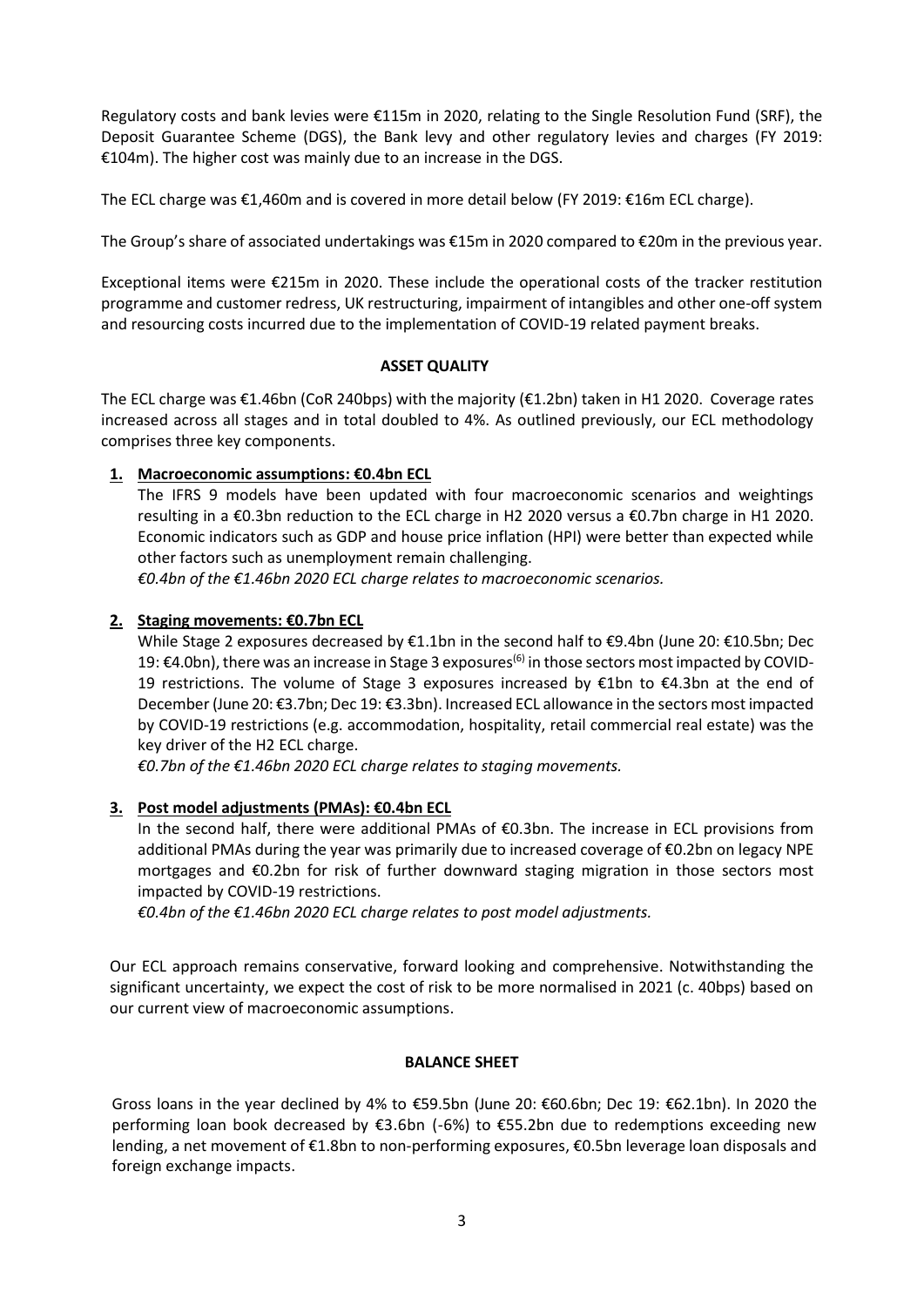Regulatory costs and bank levies were €115m in 2020, relating to the Single Resolution Fund (SRF), the Deposit Guarantee Scheme (DGS), the Bank levy and other regulatory levies and charges (FY 2019: €104m). The higher cost was mainly due to an increase in the DGS.

The ECL charge was €1,460m and is covered in more detail below (FY 2019: €16m ECL charge).

The Group's share of associated undertakings was €15m in 2020 compared to €20m in the previous year.

Exceptional items were €215m in 2020. These include the operational costs of the tracker restitution programme and customer redress, UK restructuring, impairment of intangibles and other one-off system and resourcing costs incurred due to the implementation of COVID-19 related payment breaks.

## ASSET QUALITY

The ECL charge was €1.46bn (CoR 240bps) with the majority (€1.2bn) taken in H1 2020. Coverage rates increased across all stages and in total doubled to 4%. As outlined previously, our ECL methodology comprises three key components.

1. **Macroeconomic assumptions: €0.4bn ECL**

   The IFRS 9 models have been updated with four macroeconomic scenarios and weightings resulting in a €0.3bn reduction to the ECL charge in H2 2020 versus a €0.7bn charge in H1 2020. Economic indicators such as GDP and house price inflation (HPI) were better than expected while other factors such as unemployment remain challenging.

   *€0.4bn of the €1.46bn 2020 ECL charge relates to macroeconomic scenarios.*

2. **Staging movements: €0.7bn ECL**

   While Stage 2 exposures decreased by €1.1bn in the second half to €9.4bn (June 20: €10.5bn; Dec 19: €4.0bn), there was an increase in Stage 3 exposures[6] in those sectors most impacted by COVID-19 restrictions. The volume of Stage 3 exposures increased by €1bn to €4.3bn at the end of December (June 20: €3.7bn; Dec 19: €3.3bn). Increased ECL allowance in the sectors most impacted by COVID-19 restrictions (e.g. accommodation, hospitality, retail commercial real estate) was the key driver of the H2 ECL charge.

   *€0.7bn of the €1.46bn 2020 ECL charge relates to staging movements.*

3. **Post model adjustments (PMAs): €0.4bn ECL**

   In the second half, there were additional PMAs of €0.3bn. The increase in ECL provisions from additional PMAs during the year was primarily due to increased coverage of €0.2bn on legacy NPE mortgages and €0.2bn for risk of further downward staging migration in those sectors most impacted by COVID-19 restrictions.

   *€0.4bn of the €1.46bn 2020 ECL charge relates to post model adjustments.*

Our ECL approach remains conservative, forward looking and comprehensive. Notwithstanding the significant uncertainty, we expect the cost of risk to be more normalised in 2021 (c. 40bps) based on our current view of macroeconomic assumptions.

## BALANCE SHEET

Gross loans in the year declined by 4% to €59.5bn (June 20: €60.6bn; Dec 19: €62.1bn). In 2020 the performing loan book decreased by €3.6bn (-6%) to €55.2bn due to redemptions exceeding new lending, a net movement of €1.8bn to non-performing exposures, €0.5bn leverage loan disposals and foreign exchange impacts.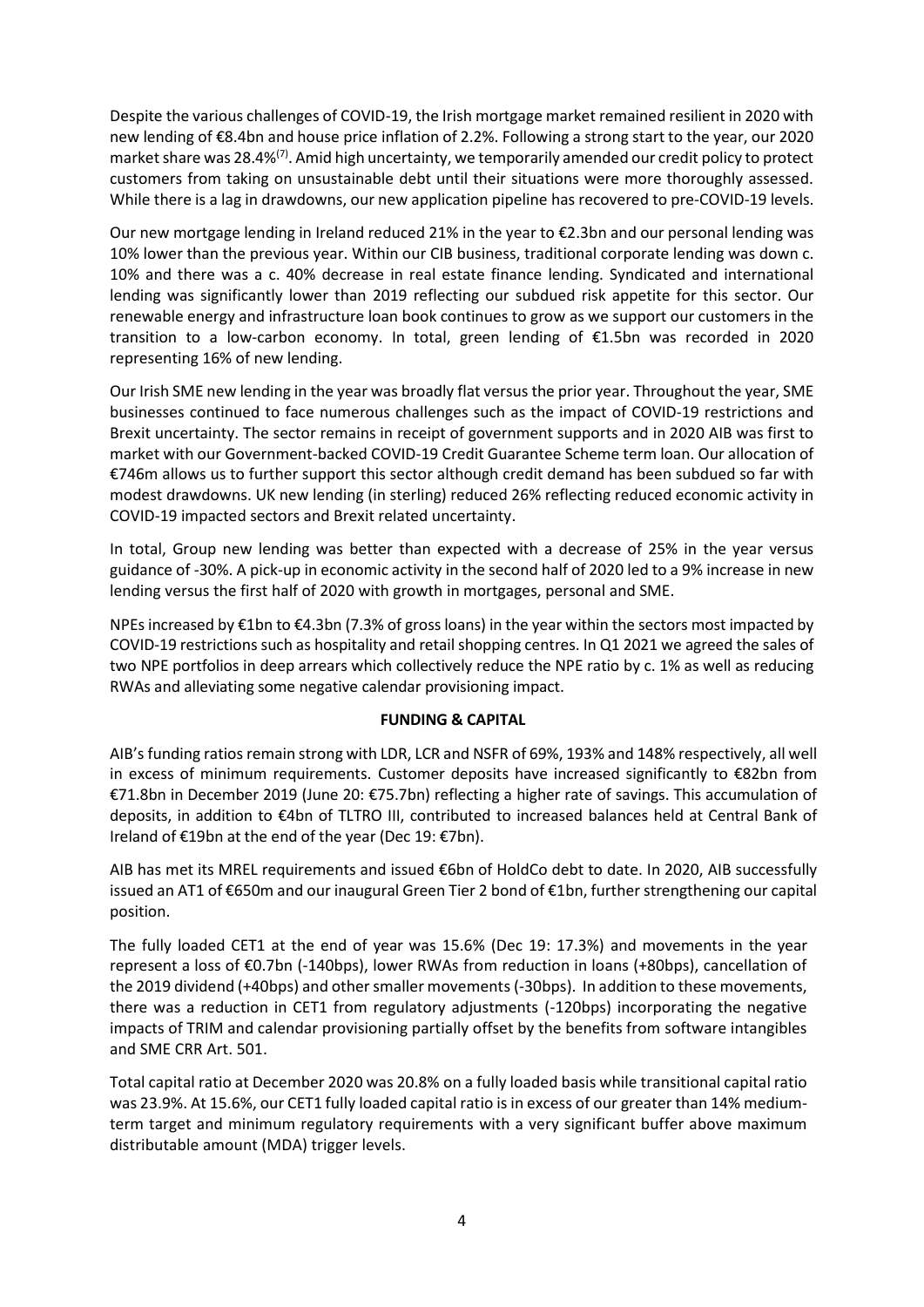Despite the various challenges of COVID-19, the Irish mortgage market remained resilient in 2020 with new lending of €8.4bn and house price inflation of 2.2%. Following a strong start to the year, our 2020 market share was 28.4%[7]. Amid high uncertainty, we temporarily amended our credit policy to protect customers from taking on unsustainable debt until their situations were more thoroughly assessed. While there is a lag in drawdowns, our new application pipeline has recovered to pre-COVID-19 levels.

Our new mortgage lending in Ireland reduced 21% in the year to €2.3bn and our personal lending was 10% lower than the previous year. Within our CIB business, traditional corporate lending was down c. 10% and there was a c. 40% decrease in real estate finance lending. Syndicated and international lending was significantly lower than 2019 reflecting our subdued risk appetite for this sector. Our renewable energy and infrastructure loan book continues to grow as we support our customers in the transition to a low-carbon economy. In total, green lending of €1.5bn was recorded in 2020 representing 16% of new lending.

Our Irish SME new lending in the year was broadly flat versus the prior year. Throughout the year, SME businesses continued to face numerous challenges such as the impact of COVID-19 restrictions and Brexit uncertainty. The sector remains in receipt of government supports and in 2020 AIB was first to market with our Government-backed COVID-19 Credit Guarantee Scheme term loan. Our allocation of €746m allows us to further support this sector although credit demand has been subdued so far with modest drawdowns. UK new lending (in sterling) reduced 26% reflecting reduced economic activity in COVID-19 impacted sectors and Brexit related uncertainty.

In total, Group new lending was better than expected with a decrease of 25% in the year versus guidance of -30%. A pick-up in economic activity in the second half of 2020 led to a 9% increase in new lending versus the first half of 2020 with growth in mortgages, personal and SME.

NPEs increased by €1bn to €4.3bn (7.3% of gross loans) in the year within the sectors most impacted by COVID-19 restrictions such as hospitality and retail shopping centres. In Q1 2021 we agreed the sales of two NPE portfolios in deep arrears which collectively reduce the NPE ratio by c. 1% as well as reducing RWAs and alleviating some negative calendar provisioning impact.

**FUNDING & CAPITAL**

AIB's funding ratios remain strong with LDR, LCR and NSFR of 69%, 193% and 148% respectively, all well in excess of minimum requirements. Customer deposits have increased significantly to €82bn from €71.8bn in December 2019 (June 20: €75.7bn) reflecting a higher rate of savings. This accumulation of deposits, in addition to €4bn of TLTRO III, contributed to increased balances held at Central Bank of Ireland of €19bn at the end of the year (Dec 19: €7bn).

AIB has met its MREL requirements and issued €6bn of HoldCo debt to date. In 2020, AIB successfully issued an AT1 of €650m and our inaugural Green Tier 2 bond of €1bn, further strengthening our capital position.

The fully loaded CET1 at the end of year was 15.6% (Dec 19: 17.3%) and movements in the year represent a loss of €0.7bn (-140bps), lower RWAs from reduction in loans (+80bps), cancellation of the 2019 dividend (+40bps) and other smaller movements (-30bps). In addition to these movements, there was a reduction in CET1 from regulatory adjustments (-120bps) incorporating the negative impacts of TRIM and calendar provisioning partially offset by the benefits from software intangibles and SME CRR Art. 501.

Total capital ratio at December 2020 was 20.8% on a fully loaded basis while transitional capital ratio was 23.9%. At 15.6%, our CET1 fully loaded capital ratio is in excess of our greater than 14% medium-term target and minimum regulatory requirements with a very significant buffer above maximum distributable amount (MDA) trigger levels.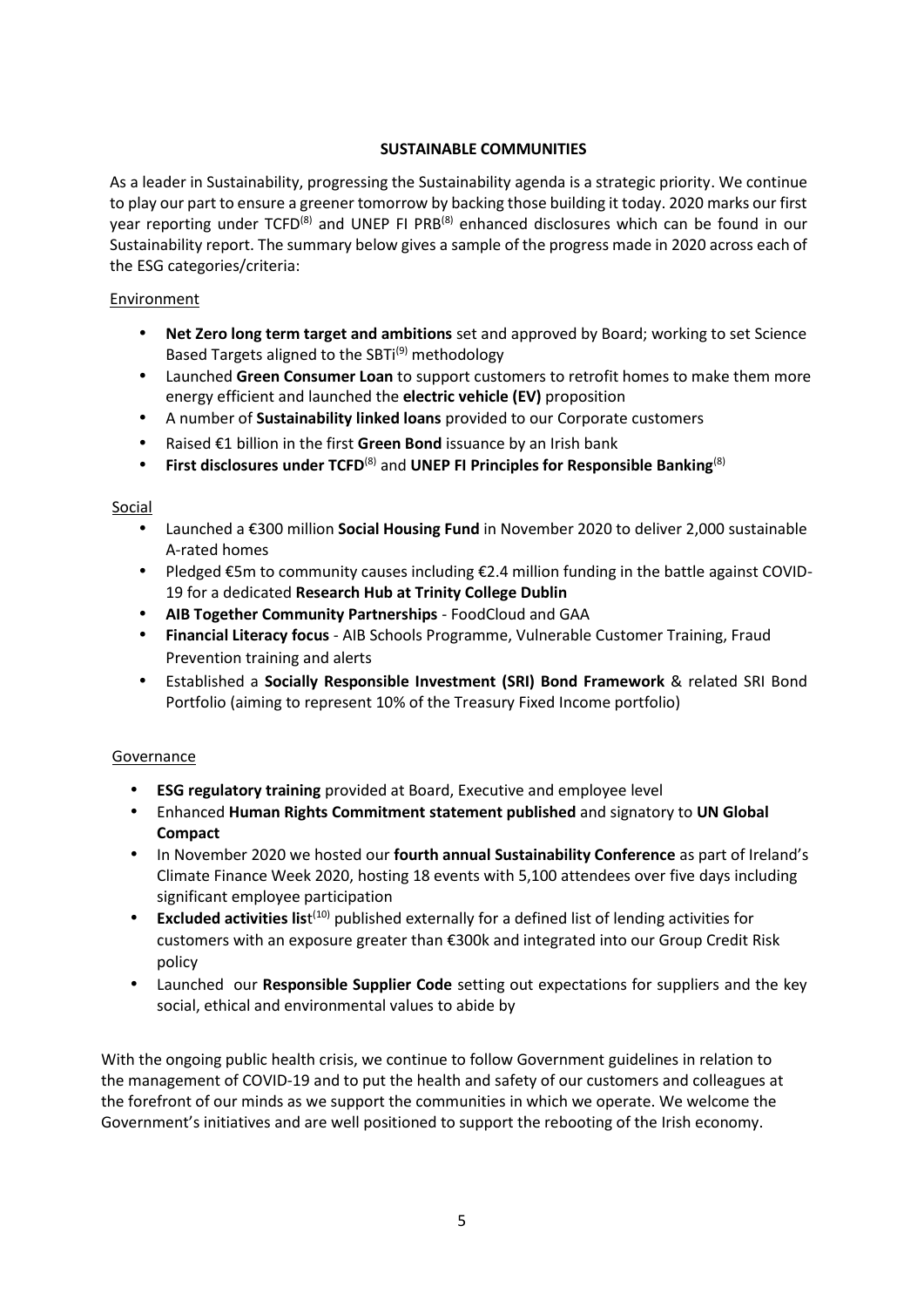## SUSTAINABLE COMMUNITIES

As a leader in Sustainability, progressing the Sustainability agenda is a strategic priority. We continue to play our part to ensure a greener tomorrow by backing those building it today. 2020 marks our first year reporting under TCFD[8] and UNEP FI PRB[8] enhanced disclosures which can be found in our Sustainability report. The summary below gives a sample of the progress made in 2020 across each of the ESG categories/criteria:

### Environment

- **Net Zero long term target and ambitions** set and approved by Board; working to set Science Based Targets aligned to the SBTi[9] methodology
- Launched **Green Consumer Loan** to support customers to retrofit homes to make them more energy efficient and launched the **electric vehicle (EV)** proposition
- A number of **Sustainability linked loans** provided to our Corporate customers
- Raised €1 billion in the first **Green Bond** issuance by an Irish bank
- **First disclosures under TCFD**[8] and **UNEP FI Principles for Responsible Banking**[8]

### Social

- Launched a €300 million **Social Housing Fund** in November 2020 to deliver 2,000 sustainable A-rated homes
- Pledged €5m to community causes including €2.4 million funding in the battle against COVID-19 for a dedicated **Research Hub at Trinity College Dublin**
- **AIB Together Community Partnerships** - FoodCloud and GAA
- **Financial Literacy focus** - AIB Schools Programme, Vulnerable Customer Training, Fraud Prevention training and alerts
- Established a **Socially Responsible Investment (SRI) Bond Framework** & related SRI Bond Portfolio (aiming to represent 10% of the Treasury Fixed Income portfolio)

### Governance

- **ESG regulatory training** provided at Board, Executive and employee level
- Enhanced **Human Rights Commitment statement published** and signatory to **UN Global Compact**
- In November 2020 we hosted our **fourth annual Sustainability Conference** as part of Ireland's Climate Finance Week 2020, hosting 18 events with 5,100 attendees over five days including significant employee participation
- **Excluded activities list**[10] published externally for a defined list of lending activities for customers with an exposure greater than €300k and integrated into our Group Credit Risk policy
- Launched our **Responsible Supplier Code** setting out expectations for suppliers and the key social, ethical and environmental values to abide by

With the ongoing public health crisis, we continue to follow Government guidelines in relation to the management of COVID-19 and to put the health and safety of our customers and colleagues at the forefront of our minds as we support the communities in which we operate. We welcome the Government's initiatives and are well positioned to support the rebooting of the Irish economy.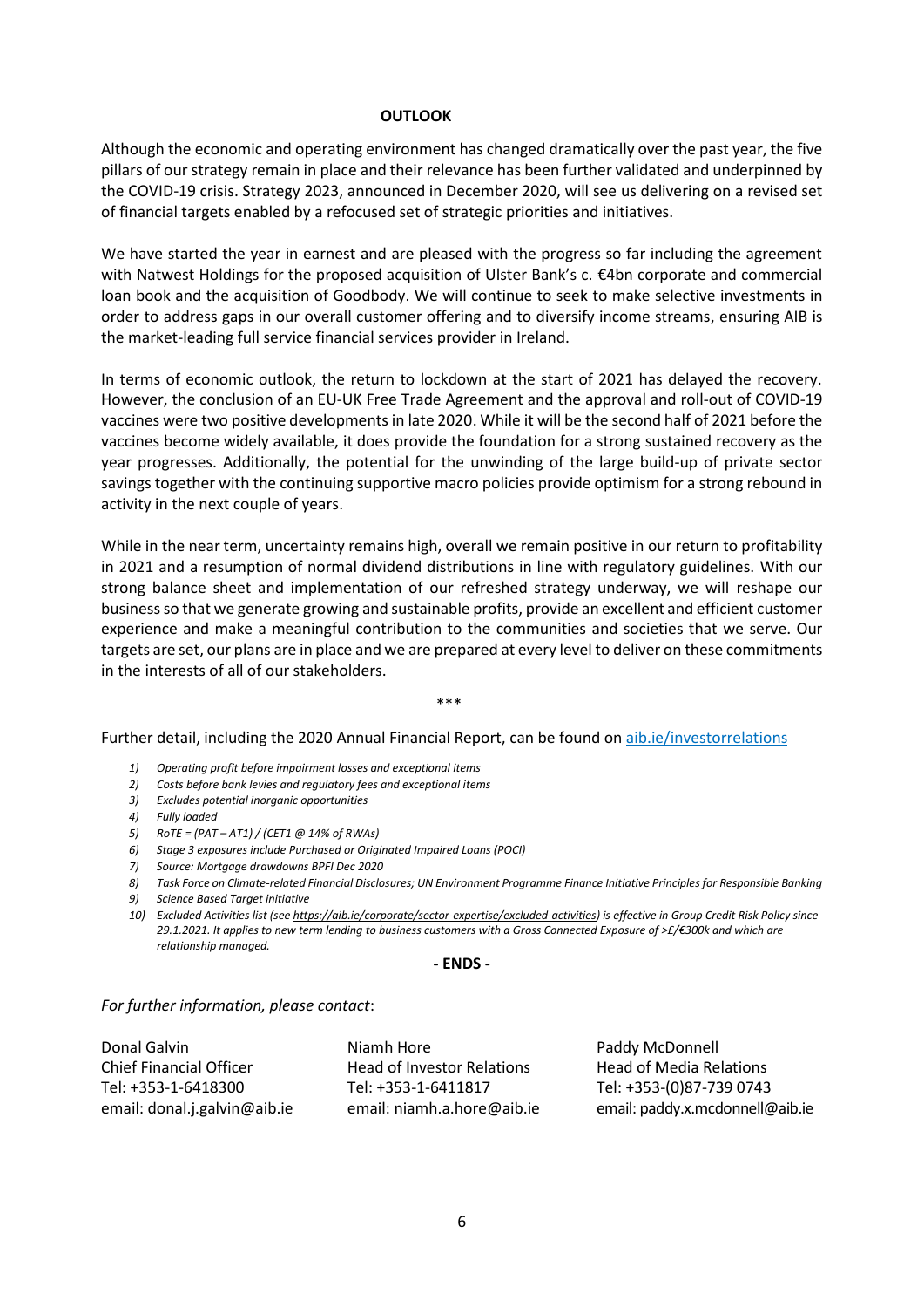## OUTLOOK

Although the economic and operating environment has changed dramatically over the past year, the five pillars of our strategy remain in place and their relevance has been further validated and underpinned by the COVID-19 crisis. Strategy 2023, announced in December 2020, will see us delivering on a revised set of financial targets enabled by a refocused set of strategic priorities and initiatives.

We have started the year in earnest and are pleased with the progress so far including the agreement with Natwest Holdings for the proposed acquisition of Ulster Bank's c. €4bn corporate and commercial loan book and the acquisition of Goodbody. We will continue to seek to make selective investments in order to address gaps in our overall customer offering and to diversify income streams, ensuring AIB is the market-leading full service financial services provider in Ireland.

In terms of economic outlook, the return to lockdown at the start of 2021 has delayed the recovery. However, the conclusion of an EU-UK Free Trade Agreement and the approval and roll-out of COVID-19 vaccines were two positive developments in late 2020. While it will be the second half of 2021 before the vaccines become widely available, it does provide the foundation for a strong sustained recovery as the year progresses. Additionally, the potential for the unwinding of the large build-up of private sector savings together with the continuing supportive macro policies provide optimism for a strong rebound in activity in the next couple of years.

While in the near term, uncertainty remains high, overall we remain positive in our return to profitability in 2021 and a resumption of normal dividend distributions in line with regulatory guidelines. With our strong balance sheet and implementation of our refreshed strategy underway, we will reshape our business so that we generate growing and sustainable profits, provide an excellent and efficient customer experience and make a meaningful contribution to the communities and societies that we serve. Our targets are set, our plans are in place and we are prepared at every level to deliver on these commitments in the interests of all of our stakeholders.

\*\*\*

Further detail, including the 2020 Annual Financial Report, can be found on aib.ie/investorrelations

1) *Operating profit before impairment losses and exceptional items*
2) *Costs before bank levies and regulatory fees and exceptional items*
3) *Excludes potential inorganic opportunities*
4) *Fully loaded*
5) *RoTE = (PAT – AT1) / (CET1 @ 14% of RWAs)*
6) *Stage 3 exposures include Purchased or Originated Impaired Loans (POCI)*
7) *Source: Mortgage drawdowns BPFI Dec 2020*
8) *Task Force on Climate-related Financial Disclosures; UN Environment Programme Finance Initiative Principles for Responsible Banking*
9) *Science Based Target initiative*
10) *Excluded Activities list (see https://aib.ie/corporate/sector-expertise/excluded-activities) is effective in Group Credit Risk Policy since 29.1.2021. It applies to new term lending to business customers with a Gross Connected Exposure of >£/€300k and which are relationship managed.*

**- ENDS -**

*For further information, please contact*:

Donal Galvin
Chief Financial Officer
Tel: +353-1-6418300
email: donal.j.galvin@aib.ie

Niamh Hore
Head of Investor Relations
Tel: +353-1-6411817
email: niamh.a.hore@aib.ie

Paddy McDonnell
Head of Media Relations
Tel: +353-(0)87-739 0743
email: paddy.x.mcdonnell@aib.ie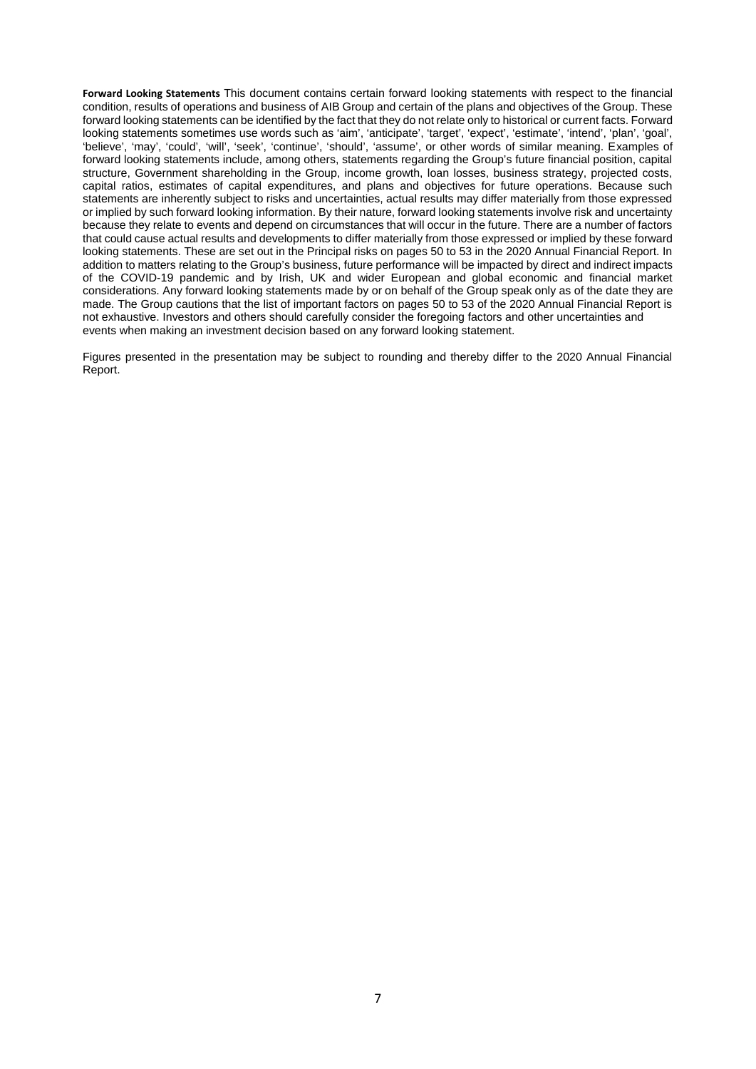**Forward Looking Statements** This document contains certain forward looking statements with respect to the financial condition, results of operations and business of AIB Group and certain of the plans and objectives of the Group. These forward looking statements can be identified by the fact that they do not relate only to historical or current facts. Forward looking statements sometimes use words such as 'aim', 'anticipate', 'target', 'expect', 'estimate', 'intend', 'plan', 'goal', 'believe', 'may', 'could', 'will', 'seek', 'continue', 'should', 'assume', or other words of similar meaning. Examples of forward looking statements include, among others, statements regarding the Group's future financial position, capital structure, Government shareholding in the Group, income growth, loan losses, business strategy, projected costs, capital ratios, estimates of capital expenditures, and plans and objectives for future operations. Because such statements are inherently subject to risks and uncertainties, actual results may differ materially from those expressed or implied by such forward looking information. By their nature, forward looking statements involve risk and uncertainty because they relate to events and depend on circumstances that will occur in the future. There are a number of factors that could cause actual results and developments to differ materially from those expressed or implied by these forward looking statements. These are set out in the Principal risks on pages 50 to 53 in the 2020 Annual Financial Report. In addition to matters relating to the Group's business, future performance will be impacted by direct and indirect impacts of the COVID-19 pandemic and by Irish, UK and wider European and global economic and financial market considerations. Any forward looking statements made by or on behalf of the Group speak only as of the date they are made. The Group cautions that the list of important factors on pages 50 to 53 of the 2020 Annual Financial Report is not exhaustive. Investors and others should carefully consider the foregoing factors and other uncertainties and events when making an investment decision based on any forward looking statement.

Figures presented in the presentation may be subject to rounding and thereby differ to the 2020 Annual Financial Report.